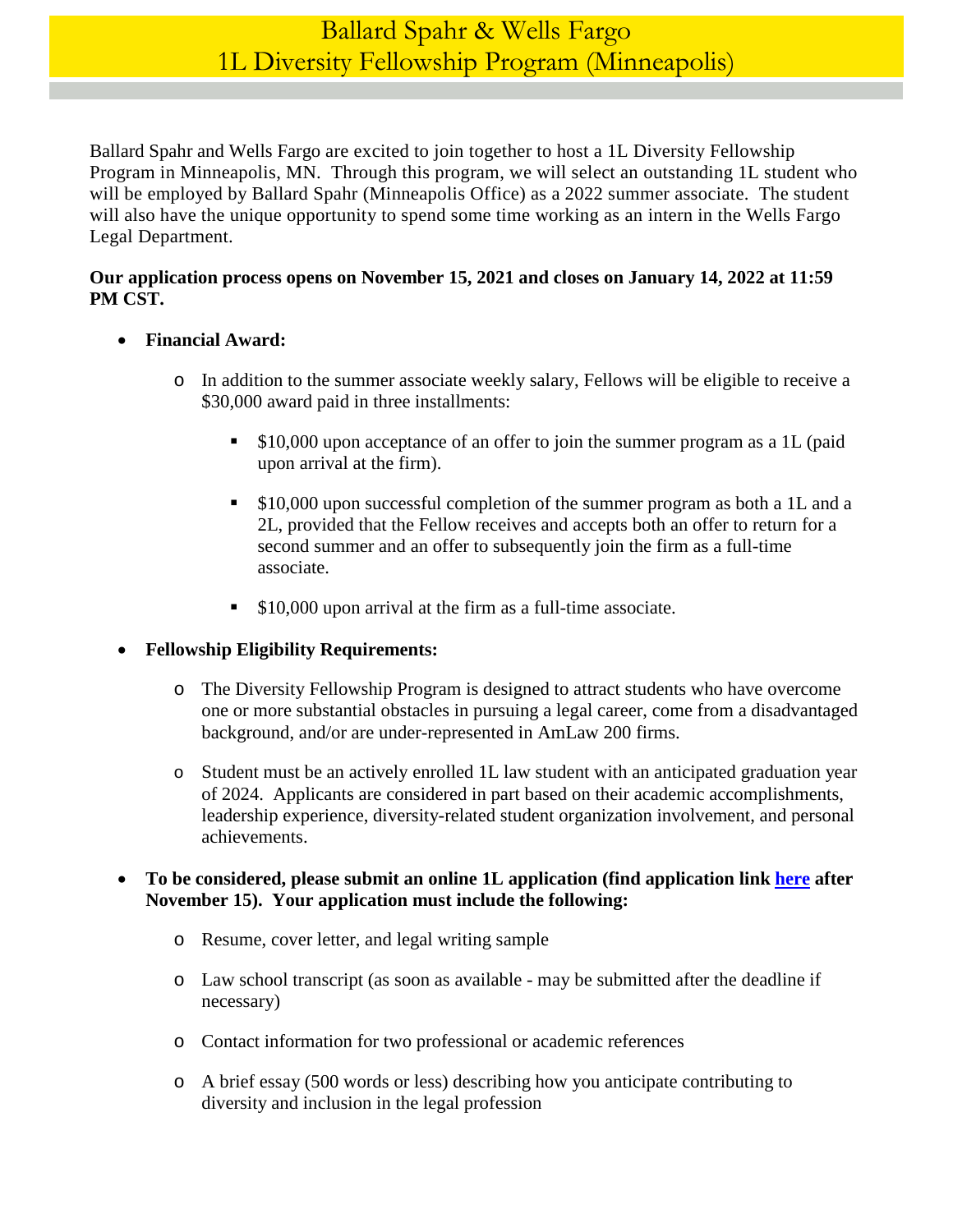# Ballard Spahr & Wells Fargo
# 1L Diversity Fellowship Program (Minneapolis)

Ballard Spahr and Wells Fargo are excited to join together to host a 1L Diversity Fellowship Program in Minneapolis, MN. Through this program, we will select an outstanding 1L student who will be employed by Ballard Spahr (Minneapolis Office) as a 2022 summer associate. The student will also have the unique opportunity to spend some time working as an intern in the Wells Fargo Legal Department.

**Our application process opens on November 15, 2021 and closes on January 14, 2022 at 11:59 PM CST.**

- **Financial Award:**
  - In addition to the summer associate weekly salary, Fellows will be eligible to receive a $30,000 award paid in three installments:
    - $10,000 upon acceptance of an offer to join the summer program as a 1L (paid upon arrival at the firm).
    - $10,000 upon successful completion of the summer program as both a 1L and a 2L, provided that the Fellow receives and accepts both an offer to return for a second summer and an offer to subsequently join the firm as a full-time associate.
    - $10,000 upon arrival at the firm as a full-time associate.
- **Fellowship Eligibility Requirements:**
  - The Diversity Fellowship Program is designed to attract students who have overcome one or more substantial obstacles in pursuing a legal career, come from a disadvantaged background, and/or are under-represented in AmLaw 200 firms.
  - Student must be an actively enrolled 1L law student with an anticipated graduation year of 2024. Applicants are considered in part based on their academic accomplishments, leadership experience, diversity-related student organization involvement, and personal achievements.
- **To be considered, please submit an online 1L application (find application link here after November 15). Your application must include the following:**
  - Resume, cover letter, and legal writing sample
  - Law school transcript (as soon as available - may be submitted after the deadline if necessary)
  - Contact information for two professional or academic references
  - A brief essay (500 words or less) describing how you anticipate contributing to diversity and inclusion in the legal profession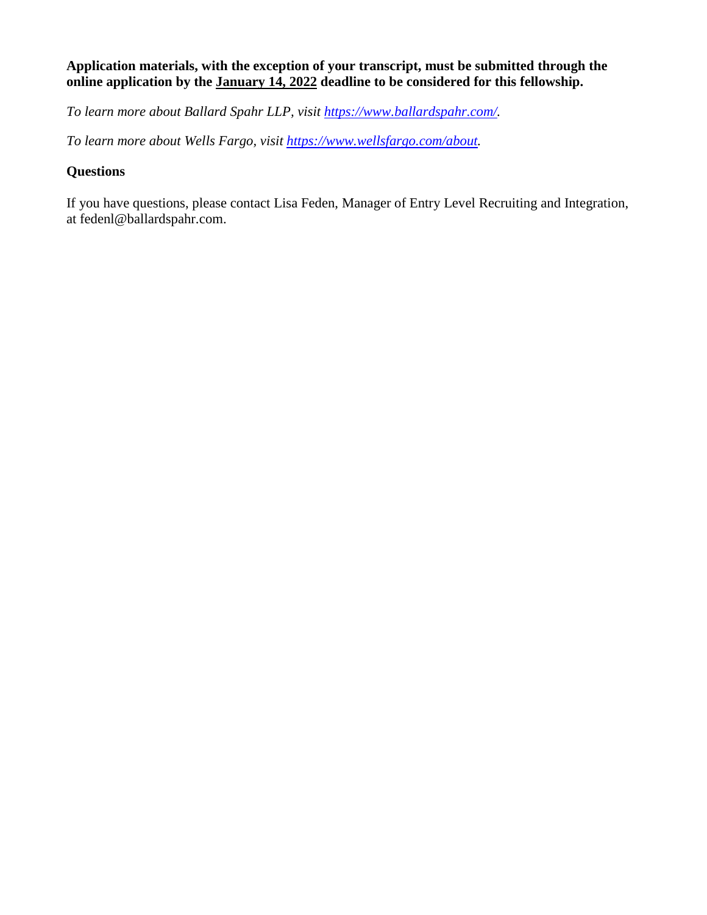**Application materials, with the exception of your transcript, must be submitted through the online application by the <u>January 14, 2022</u> deadline to be considered for this fellowship.**

*To learn more about Ballard Spahr LLP, visit [https://www.ballardspahr.com/](https://www.ballardspahr.com/).*

*To learn more about Wells Fargo, visit [https://www.wellsfargo.com/about](https://www.wellsfargo.com/about).*

## Questions

If you have questions, please contact Lisa Feden, Manager of Entry Level Recruiting and Integration, at fedenl@ballardspahr.com.